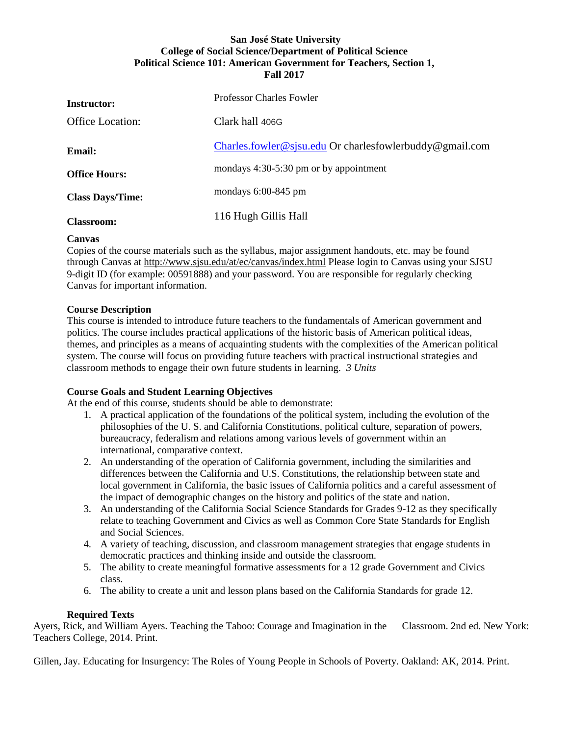**San José State University**
**College of Social Science/Department of Political Science**
**Political Science 101: American Government for Teachers, Section 1,**
**Fall 2017**

| | |
|---|---|
| **Instructor:** | Professor Charles Fowler |
| Office Location: | Clark hall 406G |
| **Email:** | Charles.fowler@sjsu.edu Or charlesfowlerbuddy@gmail.com |
| **Office Hours:** | mondays 4:30-5:30 pm or by appointment |
| **Class Days/Time:** | mondays 6:00-845 pm |
| **Classroom:** | 116 Hugh Gillis Hall |

### Canvas

Copies of the course materials such as the syllabus, major assignment handouts, etc. may be found through Canvas at http://www.sjsu.edu/at/ec/canvas/index.html Please login to Canvas using your SJSU 9-digit ID (for example: 00591888) and your password. You are responsible for regularly checking Canvas for important information.

### Course Description

This course is intended to introduce future teachers to the fundamentals of American government and politics. The course includes practical applications of the historic basis of American political ideas, themes, and principles as a means of acquainting students with the complexities of the American political system. The course will focus on providing future teachers with practical instructional strategies and classroom methods to engage their own future students in learning. *3 Units*

### Course Goals and Student Learning Objectives

At the end of this course, students should be able to demonstrate:

1. A practical application of the foundations of the political system, including the evolution of the philosophies of the U. S. and California Constitutions, political culture, separation of powers, bureaucracy, federalism and relations among various levels of government within an international, comparative context.
2. An understanding of the operation of California government, including the similarities and differences between the California and U.S. Constitutions, the relationship between state and local government in California, the basic issues of California politics and a careful assessment of the impact of demographic changes on the history and politics of the state and nation.
3. An understanding of the California Social Science Standards for Grades 9-12 as they specifically relate to teaching Government and Civics as well as Common Core State Standards for English and Social Sciences.
4. A variety of teaching, discussion, and classroom management strategies that engage students in democratic practices and thinking inside and outside the classroom.
5. The ability to create meaningful formative assessments for a 12 grade Government and Civics class.
6. The ability to create a unit and lesson plans based on the California Standards for grade 12.

### Required Texts

Ayers, Rick, and William Ayers. Teaching the Taboo: Courage and Imagination in the Classroom. 2nd ed. New York: Teachers College, 2014. Print.

Gillen, Jay. Educating for Insurgency: The Roles of Young People in Schools of Poverty. Oakland: AK, 2014. Print.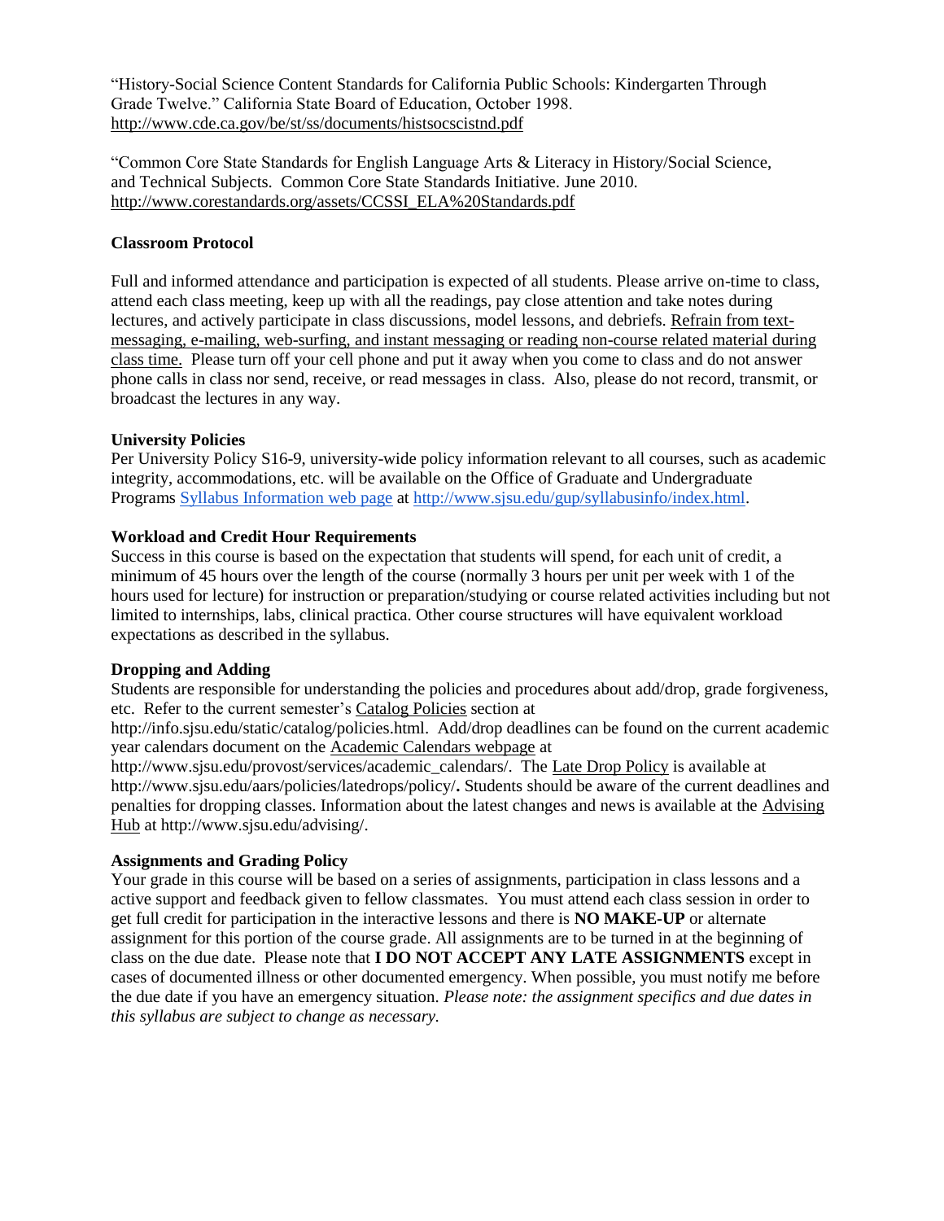"History-Social Science Content Standards for California Public Schools: Kindergarten Through Grade Twelve." California State Board of Education, October 1998. http://www.cde.ca.gov/be/st/ss/documents/histsocscistnd.pdf

"Common Core State Standards for English Language Arts & Literacy in History/Social Science, and Technical Subjects. Common Core State Standards Initiative. June 2010. http://www.corestandards.org/assets/CCSSI_ELA%20Standards.pdf

### Classroom Protocol

Full and informed attendance and participation is expected of all students. Please arrive on-time to class, attend each class meeting, keep up with all the readings, pay close attention and take notes during lectures, and actively participate in class discussions, model lessons, and debriefs. Refrain from text-messaging, e-mailing, web-surfing, and instant messaging or reading non-course related material during class time. Please turn off your cell phone and put it away when you come to class and do not answer phone calls in class nor send, receive, or read messages in class. Also, please do not record, transmit, or broadcast the lectures in any way.

### University Policies

Per University Policy S16-9, university-wide policy information relevant to all courses, such as academic integrity, accommodations, etc. will be available on the Office of Graduate and Undergraduate Programs [Syllabus Information web page](http://www.sjsu.edu/gup/syllabusinfo/index.html) at http://www.sjsu.edu/gup/syllabusinfo/index.html.

### Workload and Credit Hour Requirements

Success in this course is based on the expectation that students will spend, for each unit of credit, a minimum of 45 hours over the length of the course (normally 3 hours per unit per week with 1 of the hours used for lecture) for instruction or preparation/studying or course related activities including but not limited to internships, labs, clinical practica. Other course structures will have equivalent workload expectations as described in the syllabus.

### Dropping and Adding

Students are responsible for understanding the policies and procedures about add/drop, grade forgiveness, etc. Refer to the current semester's Catalog Policies section at http://info.sjsu.edu/static/catalog/policies.html. Add/drop deadlines can be found on the current academic year calendars document on the Academic Calendars webpage at http://www.sjsu.edu/provost/services/academic_calendars/. The Late Drop Policy is available at http://www.sjsu.edu/aars/policies/latedrops/policy/**.** Students should be aware of the current deadlines and penalties for dropping classes. Information about the latest changes and news is available at the Advising Hub at http://www.sjsu.edu/advising/.

### Assignments and Grading Policy

Your grade in this course will be based on a series of assignments, participation in class lessons and a active support and feedback given to fellow classmates. You must attend each class session in order to get full credit for participation in the interactive lessons and there is **NO MAKE-UP** or alternate assignment for this portion of the course grade. All assignments are to be turned in at the beginning of class on the due date. Please note that **I DO NOT ACCEPT ANY LATE ASSIGNMENTS** except in cases of documented illness or other documented emergency. When possible, you must notify me before the due date if you have an emergency situation. *Please note: the assignment specifics and due dates in this syllabus are subject to change as necessary.*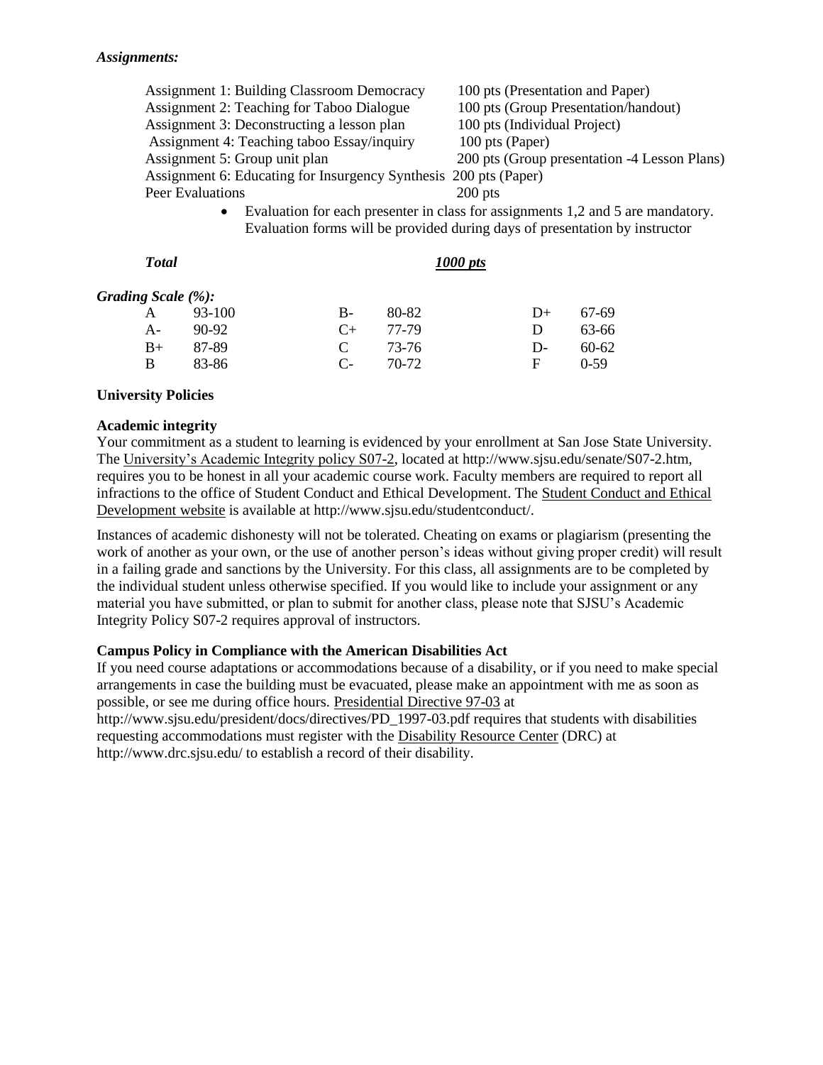***Assignments:***

| | |
|---|---|
| Assignment 1: Building Classroom Democracy | 100 pts (Presentation and Paper) |
| Assignment 2: Teaching for Taboo Dialogue | 100 pts (Group Presentation/handout) |
| Assignment 3: Deconstructing a lesson plan | 100 pts (Individual Project) |
| Assignment 4: Teaching taboo Essay/inquiry | 100 pts (Paper) |
| Assignment 5: Group unit plan | 200 pts (Group presentation -4 Lesson Plans) |
| Assignment 6: Educating for Insurgency Synthesis | 200 pts (Paper) |
| Peer Evaluations | 200 pts |

- Evaluation for each presenter in class for assignments 1,2 and 5 are mandatory. Evaluation forms will be provided during days of presentation by instructor

***Total*** ***1000 pts***

***Grading Scale (%):***

| | | | | | |
|---|---|---|---|---|---|
| A | 93-100 | B- | 80-82 | D+ | 67-69 |
| A- | 90-92 | C+ | 77-79 | D | 63-66 |
| B+ | 87-89 | C | 73-76 | D- | 60-62 |
| B | 83-86 | C- | 70-72 | F | 0-59 |

## University Policies

### Academic integrity

Your commitment as a student to learning is evidenced by your enrollment at San Jose State University. The University's Academic Integrity policy S07-2, located at http://www.sjsu.edu/senate/S07-2.htm, requires you to be honest in all your academic course work. Faculty members are required to report all infractions to the office of Student Conduct and Ethical Development. The Student Conduct and Ethical Development website is available at http://www.sjsu.edu/studentconduct/.

Instances of academic dishonesty will not be tolerated. Cheating on exams or plagiarism (presenting the work of another as your own, or the use of another person's ideas without giving proper credit) will result in a failing grade and sanctions by the University. For this class, all assignments are to be completed by the individual student unless otherwise specified. If you would like to include your assignment or any material you have submitted, or plan to submit for another class, please note that SJSU's Academic Integrity Policy S07-2 requires approval of instructors.

### Campus Policy in Compliance with the American Disabilities Act

If you need course adaptations or accommodations because of a disability, or if you need to make special arrangements in case the building must be evacuated, please make an appointment with me as soon as possible, or see me during office hours. Presidential Directive 97-03 at http://www.sjsu.edu/president/docs/directives/PD_1997-03.pdf requires that students with disabilities requesting accommodations must register with the Disability Resource Center (DRC) at http://www.drc.sjsu.edu/ to establish a record of their disability.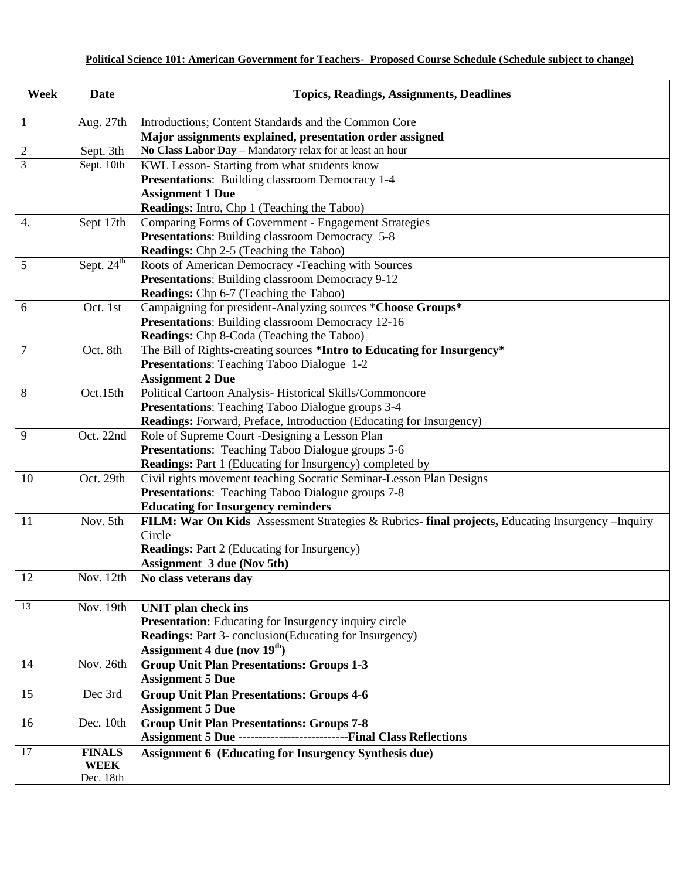**Political Science 101: American Government for Teachers- Proposed Course Schedule (Schedule subject to change)**

| Week | Date | Topics, Readings, Assignments, Deadlines |
|---|---|---|
| 1 | Aug. 27th | Introductions; Content Standards and the Common Core<br>**Major assignments explained, presentation order assigned** |
| 2 | Sept. 3th | **No Class Labor Day** – Mandatory relax for at least an hour |
| 3 | Sept. 10th | KWL Lesson- Starting from what students know<br>**Presentations**: Building classroom Democracy 1-4<br>**Assignment 1 Due**<br>**Readings:** Intro, Chp 1 (Teaching the Taboo) |
| 4. | Sept 17th | Comparing Forms of Government - Engagement Strategies<br>**Presentations**: Building classroom Democracy 5-8<br>**Readings:** Chp 2-5 (Teaching the Taboo) |
| 5 | Sept. 24th | Roots of American Democracy -Teaching with Sources<br>**Presentations**: Building classroom Democracy 9-12<br>**Readings:** Chp 6-7 (Teaching the Taboo) |
| 6 | Oct. 1st | Campaigning for president-Analyzing sources ***Choose Groups***<br>**Presentations**: Building classroom Democracy 12-16<br>**Readings:** Chp 8-Coda (Teaching the Taboo) |
| 7 | Oct. 8th | The Bill of Rights-creating sources ***Intro to Educating for Insurgency***<br>**Presentations**: Teaching Taboo Dialogue 1-2<br>**Assignment 2 Due** |
| 8 | Oct.15th | Political Cartoon Analysis- Historical Skills/Commoncore<br>**Presentations**: Teaching Taboo Dialogue groups 3-4<br>**Readings:** Forward, Preface, Introduction (Educating for Insurgency) |
| 9 | Oct. 22nd | Role of Supreme Court -Designing a Lesson Plan<br>**Presentations**: Teaching Taboo Dialogue groups 5-6<br>**Readings:** Part 1 (Educating for Insurgency) completed by |
| 10 | Oct. 29th | Civil rights movement teaching Socratic Seminar-Lesson Plan Designs<br>**Presentations**: Teaching Taboo Dialogue groups 7-8<br>**Educating for Insurgency reminders** |
| 11 | Nov. 5th | **FILM: War On Kids** Assessment Strategies & Rubrics- **final projects,** Educating Insurgency –Inquiry Circle<br>**Readings:** Part 2 (Educating for Insurgency)<br>**Assignment 3 due (Nov 5th)** |
| 12 | Nov. 12th | **No class veterans day** |
| 13 | Nov. 19th | **UNIT plan check ins**<br>**Presentation:** Educating for Insurgency inquiry circle<br>**Readings:** Part 3- conclusion(Educating for Insurgency)<br>**Assignment 4 due (nov 19th)** |
| 14 | Nov. 26th | **Group Unit Plan Presentations: Groups 1-3**<br>**Assignment 5 Due** |
| 15 | Dec 3rd | **Group Unit Plan Presentations: Groups 4-6**<br>**Assignment 5 Due** |
| 16 | Dec. 10th | **Group Unit Plan Presentations: Groups 7-8**<br>**Assignment 5 Due ---------------------------Final Class Reflections** |
| 17 | **FINALS WEEK** Dec. 18th | **Assignment 6 (Educating for Insurgency Synthesis due)** |